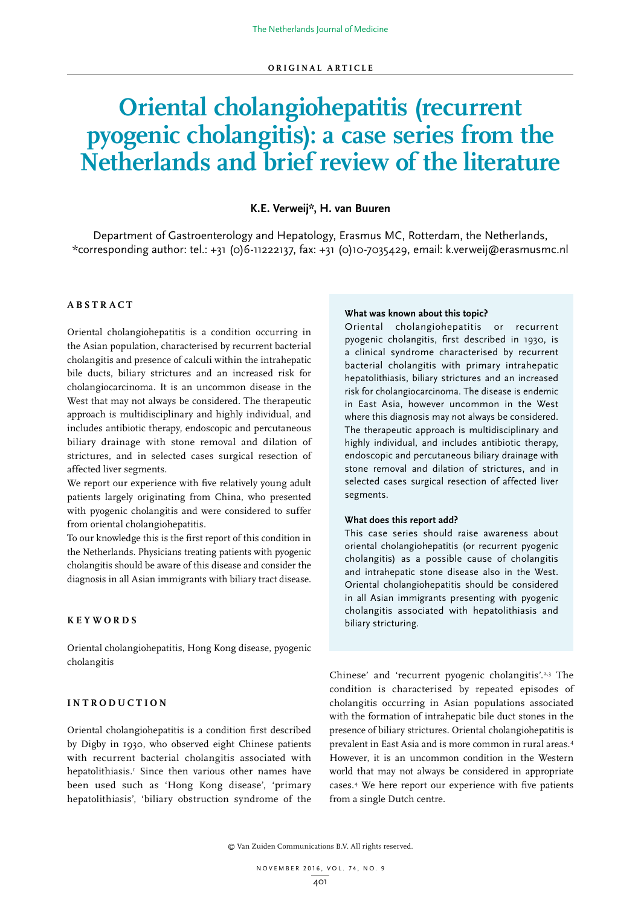ORIGINAL ARTICLE

# Oriental cholangiohepatitis (recurrent pyogenic cholangitis): a case series from the Netherlands and brief review of the literature

**K.E. Verweij*, H. van Buuren**

Department of Gastroenterology and Hepatology, Erasmus MC, Rotterdam, the Netherlands, *corresponding author: tel.: +31 (0)6-11222137, fax: +31 (0)10-7035429, email: k.verweij@erasmusmc.nl

## ABSTRACT

Oriental cholangiohepatitis is a condition occurring in the Asian population, characterised by recurrent bacterial cholangitis and presence of calculi within the intrahepatic bile ducts, biliary strictures and an increased risk for cholangiocarcinoma. It is an uncommon disease in the West that may not always be considered. The therapeutic approach is multidisciplinary and highly individual, and includes antibiotic therapy, endoscopic and percutaneous biliary drainage with stone removal and dilation of strictures, and in selected cases surgical resection of affected liver segments.

We report our experience with five relatively young adult patients largely originating from China, who presented with pyogenic cholangitis and were considered to suffer from oriental cholangiohepatitis.

To our knowledge this is the first report of this condition in the Netherlands. Physicians treating patients with pyogenic cholangitis should be aware of this disease and consider the diagnosis in all Asian immigrants with biliary tract disease.

**What was known about this topic?**

Oriental cholangiohepatitis or recurrent pyogenic cholangitis, first described in 1930, is a clinical syndrome characterised by recurrent bacterial cholangitis with primary intrahepatic hepatolithiasis, biliary strictures and an increased risk for cholangiocarcinoma. The disease is endemic in East Asia, however uncommon in the West where this diagnosis may not always be considered. The therapeutic approach is multidisciplinary and highly individual, and includes antibiotic therapy, endoscopic and percutaneous biliary drainage with stone removal and dilation of strictures, and in selected cases surgical resection of affected liver segments.

**What does this report add?**

This case series should raise awareness about oriental cholangiohepatitis (or recurrent pyogenic cholangitis) as a possible cause of cholangitis and intrahepatic stone disease also in the West. Oriental cholangiohepatitis should be considered in all Asian immigrants presenting with pyogenic cholangitis associated with hepatolithiasis and biliary stricturing.

## KEYWORDS

Oriental cholangiohepatitis, Hong Kong disease, pyogenic cholangitis

## INTRODUCTION

Oriental cholangiohepatitis is a condition first described by Digby in 1930, who observed eight Chinese patients with recurrent bacterial cholangitis associated with hepatolithiasis.[1] Since then various other names have been used such as 'Hong Kong disease', 'primary hepatolithiasis', 'biliary obstruction syndrome of the Chinese' and 'recurrent pyogenic cholangitis'.[2,3] The condition is characterised by repeated episodes of cholangitis occurring in Asian populations associated with the formation of intrahepatic bile duct stones in the presence of biliary strictures. Oriental cholangiohepatitis is prevalent in East Asia and is more common in rural areas.[4] However, it is an uncommon condition in the Western world that may not always be considered in appropriate cases.[4] We here report our experience with five patients from a single Dutch centre.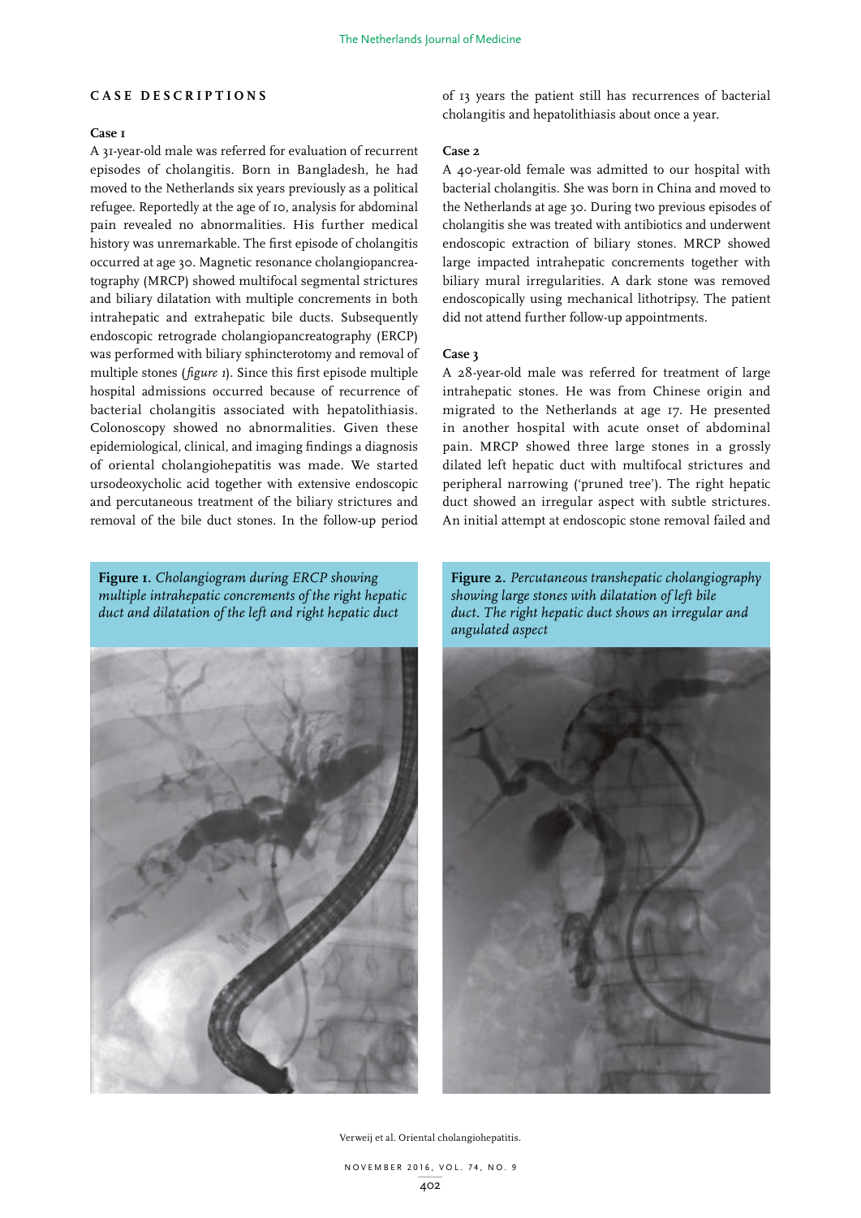## CASE DESCRIPTIONS

### Case 1

A 31-year-old male was referred for evaluation of recurrent episodes of cholangitis. Born in Bangladesh, he had moved to the Netherlands six years previously as a political refugee. Reportedly at the age of 10, analysis for abdominal pain revealed no abnormalities. His further medical history was unremarkable. The first episode of cholangitis occurred at age 30. Magnetic resonance cholangiopancreatography (MRCP) showed multifocal segmental strictures and biliary dilatation with multiple concrements in both intrahepatic and extrahepatic bile ducts. Subsequently endoscopic retrograde cholangiopancreatography (ERCP) was performed with biliary sphincterotomy and removal of multiple stones (*figure 1*). Since this first episode multiple hospital admissions occurred because of recurrence of bacterial cholangitis associated with hepatolithiasis. Colonoscopy showed no abnormalities. Given these epidemiological, clinical, and imaging findings a diagnosis of oriental cholangiohepatitis was made. We started ursodeoxycholic acid together with extensive endoscopic and percutaneous treatment of the biliary strictures and removal of the bile duct stones. In the follow-up period of 13 years the patient still has recurrences of bacterial cholangitis and hepatolithiasis about once a year.

### Case 2

A 40-year-old female was admitted to our hospital with bacterial cholangitis. She was born in China and moved to the Netherlands at age 30. During two previous episodes of cholangitis she was treated with antibiotics and underwent endoscopic extraction of biliary stones. MRCP showed large impacted intrahepatic concrements together with biliary mural irregularities. A dark stone was removed endoscopically using mechanical lithotripsy. The patient did not attend further follow-up appointments.

### Case 3

A 28-year-old male was referred for treatment of large intrahepatic stones. He was from Chinese origin and migrated to the Netherlands at age 17. He presented in another hospital with acute onset of abdominal pain. MRCP showed three large stones in a grossly dilated left hepatic duct with multifocal strictures and peripheral narrowing ('pruned tree'). The right hepatic duct showed an irregular aspect with subtle strictures. An initial attempt at endoscopic stone removal failed and

**Figure 1.** *Cholangiogram during ERCP showing multiple intrahepatic concrements of the right hepatic duct and dilatation of the left and right hepatic duct*

**Figure 2.** *Percutaneous transhepatic cholangiography showing large stones with dilatation of left bile duct. The right hepatic duct shows an irregular and angulated aspect*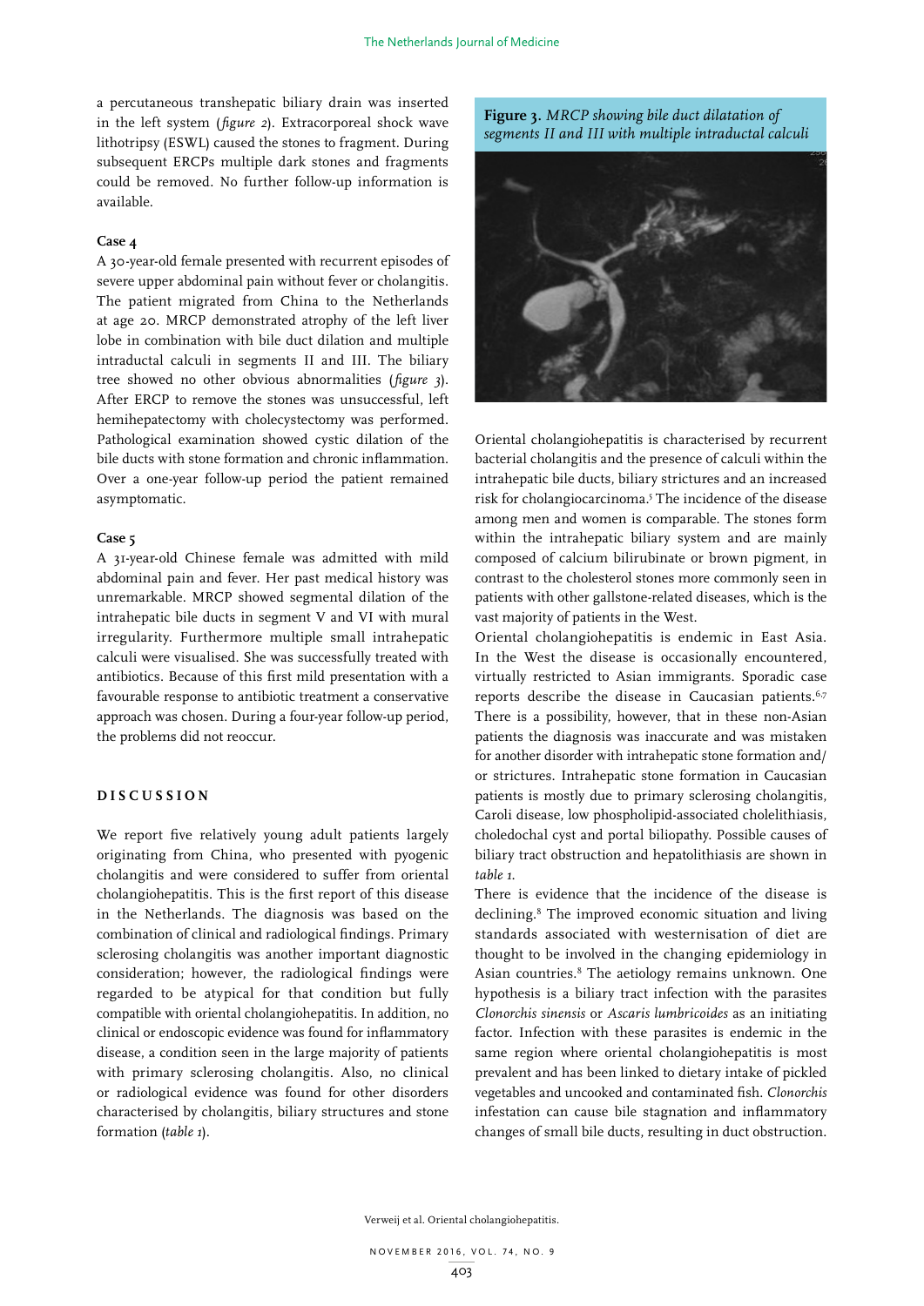a percutaneous transhepatic biliary drain was inserted in the left system (*figure 2*). Extracorporeal shock wave lithotripsy (ESWL) caused the stones to fragment. During subsequent ERCPs multiple dark stones and fragments could be removed. No further follow-up information is available.

### Case 4

A 30-year-old female presented with recurrent episodes of severe upper abdominal pain without fever or cholangitis. The patient migrated from China to the Netherlands at age 20. MRCP demonstrated atrophy of the left liver lobe in combination with bile duct dilation and multiple intraductal calculi in segments II and III. The biliary tree showed no other obvious abnormalities (*figure 3*). After ERCP to remove the stones was unsuccessful, left hemihepatectomy with cholecystectomy was performed. Pathological examination showed cystic dilation of the bile ducts with stone formation and chronic inflammation. Over a one-year follow-up period the patient remained asymptomatic.

### Case 5

A 31-year-old Chinese female was admitted with mild abdominal pain and fever. Her past medical history was unremarkable. MRCP showed segmental dilation of the intrahepatic bile ducts in segment V and VI with mural irregularity. Furthermore multiple small intrahepatic calculi were visualised. She was successfully treated with antibiotics. Because of this first mild presentation with a favourable response to antibiotic treatment a conservative approach was chosen. During a four-year follow-up period, the problems did not reoccur.

**Figure 3.** *MRCP showing bile duct dilatation of segments II and III with multiple intraductal calculi*

## DISCUSSION

We report five relatively young adult patients largely originating from China, who presented with pyogenic cholangitis and were considered to suffer from oriental cholangiohepatitis. This is the first report of this disease in the Netherlands. The diagnosis was based on the combination of clinical and radiological findings. Primary sclerosing cholangitis was another important diagnostic consideration; however, the radiological findings were regarded to be atypical for that condition but fully compatible with oriental cholangiohepatitis. In addition, no clinical or endoscopic evidence was found for inflammatory disease, a condition seen in the large majority of patients with primary sclerosing cholangitis. Also, no clinical or radiological evidence was found for other disorders characterised by cholangitis, biliary structures and stone formation (*table 1*).

Oriental cholangiohepatitis is characterised by recurrent bacterial cholangitis and the presence of calculi within the intrahepatic bile ducts, biliary strictures and an increased risk for cholangiocarcinoma.[5] The incidence of the disease among men and women is comparable. The stones form within the intrahepatic biliary system and are mainly composed of calcium bilirubinate or brown pigment, in contrast to the cholesterol stones more commonly seen in patients with other gallstone-related diseases, which is the vast majority of patients in the West.

Oriental cholangiohepatitis is endemic in East Asia. In the West the disease is occasionally encountered, virtually restricted to Asian immigrants. Sporadic case reports describe the disease in Caucasian patients.[6,7] There is a possibility, however, that in these non-Asian patients the diagnosis was inaccurate and was mistaken for another disorder with intrahepatic stone formation and/or strictures. Intrahepatic stone formation in Caucasian patients is mostly due to primary sclerosing cholangitis, Caroli disease, low phospholipid-associated cholelithiasis, choledochal cyst and portal biliopathy. Possible causes of biliary tract obstruction and hepatolithiasis are shown in *table 1*.

There is evidence that the incidence of the disease is declining.[8] The improved economic situation and living standards associated with westernisation of diet are thought to be involved in the changing epidemiology in Asian countries.[8] The aetiology remains unknown. One hypothesis is a biliary tract infection with the parasites *Clonorchis sinensis* or *Ascaris lumbricoides* as an initiating factor. Infection with these parasites is endemic in the same region where oriental cholangiohepatitis is most prevalent and has been linked to dietary intake of pickled vegetables and uncooked and contaminated fish. *Clonorchis* infestation can cause bile stagnation and inflammatory changes of small bile ducts, resulting in duct obstruction.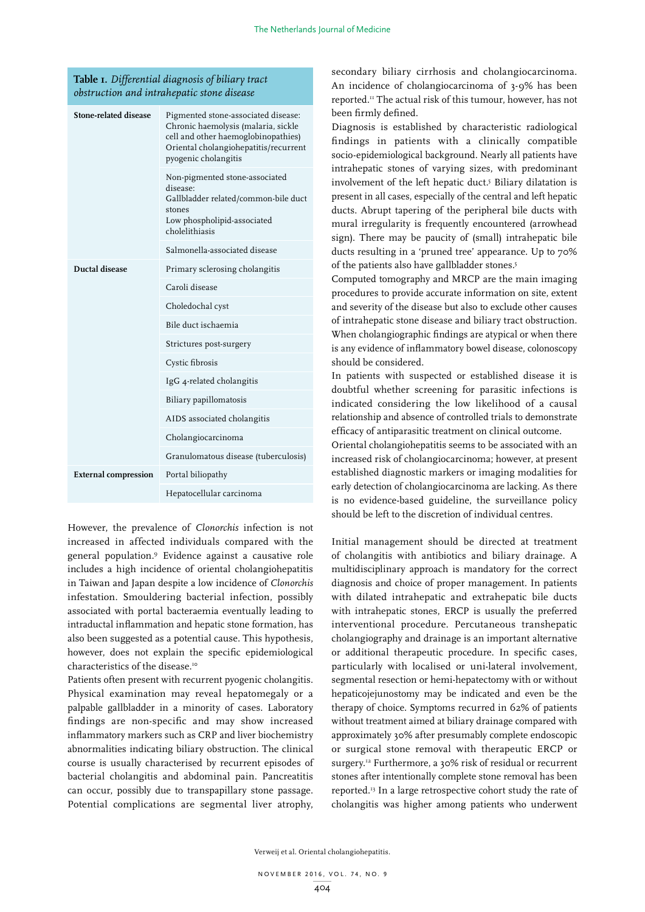**Table 1.** *Differential diagnosis of biliary tract obstruction and intrahepatic stone disease*

| | |
|---|---|
| **Stone-related disease** | Pigmented stone-associated disease: Chronic haemolysis (malaria, sickle cell and other haemoglobinopathies) Oriental cholangiohepatitis/recurrent pyogenic cholangitis |
| | Non-pigmented stone-associated disease: Gallbladder related/common-bile duct stones Low phospholipid-associated cholelithiasis |
| | Salmonella-associated disease |
| **Ductal disease** | Primary sclerosing cholangitis |
| | Caroli disease |
| | Choledochal cyst |
| | Bile duct ischaemia |
| | Strictures post-surgery |
| | Cystic fibrosis |
| | IgG 4-related cholangitis |
| | Biliary papillomatosis |
| | AIDS associated cholangitis |
| | Cholangiocarcinoma |
| | Granulomatous disease (tuberculosis) |
| **External compression** | Portal biliopathy |
| | Hepatocellular carcinoma |

However, the prevalence of *Clonorchis* infection is not increased in affected individuals compared with the general population.[9] Evidence against a causative role includes a high incidence of oriental cholangiohepatitis in Taiwan and Japan despite a low incidence of *Clonorchis* infestation. Smouldering bacterial infection, possibly associated with portal bacteraemia eventually leading to intraductal inflammation and hepatic stone formation, has also been suggested as a potential cause. This hypothesis, however, does not explain the specific epidemiological characteristics of the disease.[10]

Patients often present with recurrent pyogenic cholangitis. Physical examination may reveal hepatomegaly or a palpable gallbladder in a minority of cases. Laboratory findings are non-specific and may show increased inflammatory markers such as CRP and liver biochemistry abnormalities indicating biliary obstruction. The clinical course is usually characterised by recurrent episodes of bacterial cholangitis and abdominal pain. Pancreatitis can occur, possibly due to transpapillary stone passage. Potential complications are segmental liver atrophy, secondary biliary cirrhosis and cholangiocarcinoma. An incidence of cholangiocarcinoma of 3-9% has been reported.[11] The actual risk of this tumour, however, has not been firmly defined.

Diagnosis is established by characteristic radiological findings in patients with a clinically compatible socio-epidemiological background. Nearly all patients have intrahepatic stones of varying sizes, with predominant involvement of the left hepatic duct.[5] Biliary dilatation is present in all cases, especially of the central and left hepatic ducts. Abrupt tapering of the peripheral bile ducts with mural irregularity is frequently encountered (arrowhead sign). There may be paucity of (small) intrahepatic bile ducts resulting in a 'pruned tree' appearance. Up to 70% of the patients also have gallbladder stones.[5]

Computed tomography and MRCP are the main imaging procedures to provide accurate information on site, extent and severity of the disease but also to exclude other causes of intrahepatic stone disease and biliary tract obstruction. When cholangiographic findings are atypical or when there is any evidence of inflammatory bowel disease, colonoscopy should be considered.

In patients with suspected or established disease it is doubtful whether screening for parasitic infections is indicated considering the low likelihood of a causal relationship and absence of controlled trials to demonstrate efficacy of antiparasitic treatment on clinical outcome.

Oriental cholangiohepatitis seems to be associated with an increased risk of cholangiocarcinoma; however, at present established diagnostic markers or imaging modalities for early detection of cholangiocarcinoma are lacking. As there is no evidence-based guideline, the surveillance policy should be left to the discretion of individual centres.

Initial management should be directed at treatment of cholangitis with antibiotics and biliary drainage. A multidisciplinary approach is mandatory for the correct diagnosis and choice of proper management. In patients with dilated intrahepatic and extrahepatic bile ducts with intrahepatic stones, ERCP is usually the preferred interventional procedure. Percutaneous transhepatic cholangiography and drainage is an important alternative or additional therapeutic procedure. In specific cases, particularly with localised or uni-lateral involvement, segmental resection or hemi-hepatectomy with or without hepaticojejunostomy may be indicated and even be the therapy of choice. Symptoms recurred in 62% of patients without treatment aimed at biliary drainage compared with approximately 30% after presumably complete endoscopic or surgical stone removal with therapeutic ERCP or surgery.[12] Furthermore, a 30% risk of residual or recurrent stones after intentionally complete stone removal has been reported.[13] In a large retrospective cohort study the rate of cholangitis was higher among patients who underwent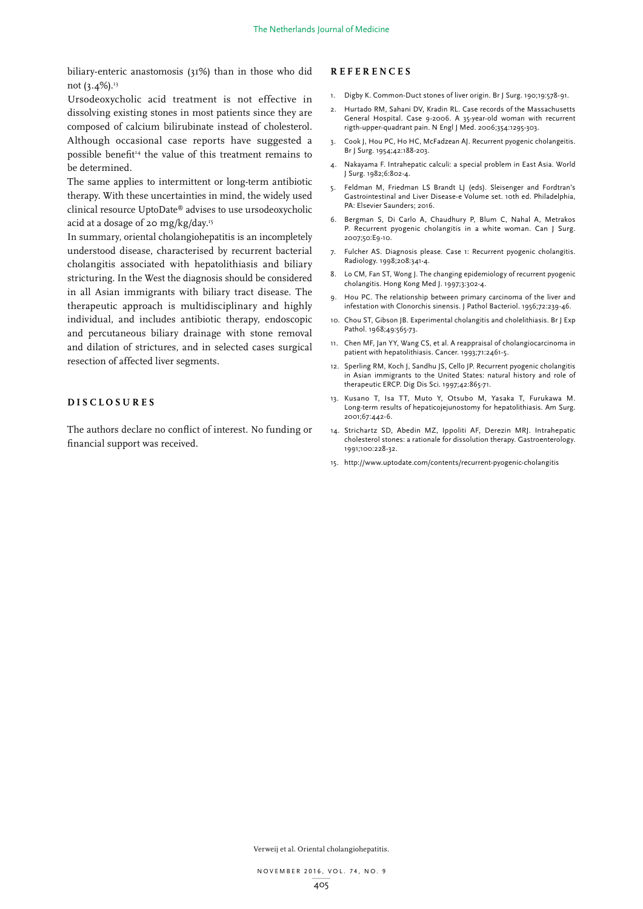biliary-enteric anastomosis (31%) than in those who did not (3.4%).[13]

Ursodeoxycholic acid treatment is not effective in dissolving existing stones in most patients since they are composed of calcium bilirubinate instead of cholesterol. Although occasional case reports have suggested a possible benefit[14] the value of this treatment remains to be determined.

The same applies to intermittent or long-term antibiotic therapy. With these uncertainties in mind, the widely used clinical resource UptoDate® advises to use ursodeoxycholic acid at a dosage of 20 mg/kg/day.[15]

In summary, oriental cholangiohepatitis is an incompletely understood disease, characterised by recurrent bacterial cholangitis associated with hepatolithiasis and biliary stricturing. In the West the diagnosis should be considered in all Asian immigrants with biliary tract disease. The therapeutic approach is multidisciplinary and highly individual, and includes antibiotic therapy, endoscopic and percutaneous biliary drainage with stone removal and dilation of strictures, and in selected cases surgical resection of affected liver segments.

## DISCLOSURES

The authors declare no conflict of interest. No funding or financial support was received.

## REFERENCES

1. Digby K. Common-Duct stones of liver origin. Br J Surg. 190;19:578-91.
2. Hurtado RM, Sahani DV, Kradin RL. Case records of the Massachusetts General Hospital. Case 9-2006. A 35-year-old woman with recurrent rigth-upper-quadrant pain. N Engl J Med. 2006;354:1295-303.
3. Cook J, Hou PC, Ho HC, McFadzean AJ. Recurrent pyogenic cholangeitis. Br J Surg. 1954;42:188-203.
4. Nakayama F. Intrahepatic calculi: a special problem in East Asia. World J Surg. 1982;6:802-4.
5. Feldman M, Friedman LS Brandt LJ (eds). Sleisenger and Fordtran's Gastrointestinal and Liver Disease-e Volume set. 10th ed. Philadelphia, PA: Elsevier Saunders; 2016.
6. Bergman S, Di Carlo A, Chaudhury P, Blum C, Nahal A, Metrakos P. Recurrent pyogenic cholangitis in a white woman. Can J Surg. 2007;50:E9-10.
7. Fulcher AS. Diagnosis please. Case 1: Recurrent pyogenic cholangitis. Radiology. 1998;208:341-4.
8. Lo CM, Fan ST, Wong J. The changing epidemiology of recurrent pyogenic cholangitis. Hong Kong Med J. 1997;3:302-4.
9. Hou PC. The relationship between primary carcinoma of the liver and infestation with Clonorchis sinensis. J Pathol Bacteriol. 1956;72:239-46.
10. Chou ST, Gibson JB. Experimental cholangitis and cholelithiasis. Br J Exp Pathol. 1968;49:565-73.
11. Chen MF, Jan YY, Wang CS, et al. A reappraisal of cholangiocarcinoma in patient with hepatolithiasis. Cancer. 1993;71:2461-5.
12. Sperling RM, Koch J, Sandhu JS, Cello JP. Recurrent pyogenic cholangitis in Asian immigrants to the United States: natural history and role of therapeutic ERCP. Dig Dis Sci. 1997;42:865-71.
13. Kusano T, Isa TT, Muto Y, Otsubo M, Yasaka T, Furukawa M. Long-term results of hepaticojejunostomy for hepatolithiasis. Am Surg. 2001;67:442-6.
14. Strichartz SD, Abedin MZ, Ippoliti AF, Derezin MRJ. Intrahepatic cholesterol stones: a rationale for dissolution therapy. Gastroenterology. 1991;100:228-32.
15. http://www.uptodate.com/contents/recurrent-pyogenic-cholangitis